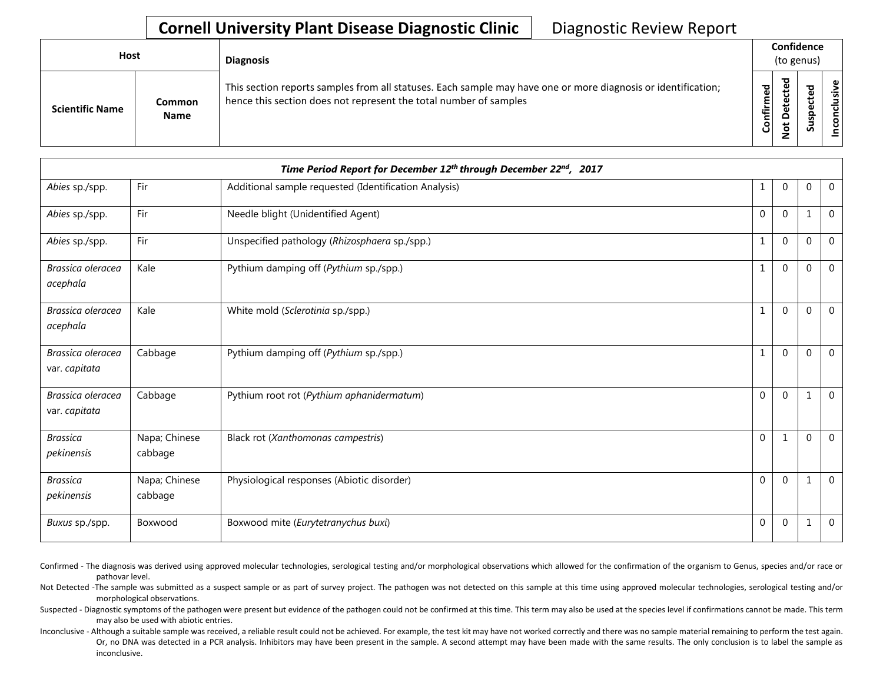# Cornell University Plant Disease Diagnostic Clinic

Diagnostic Review Report

| Host | | Diagnosis | Confidence (to genus) | | | |
|---|---|---|---|---|---|---|
| Scientific Name | Common Name | This section reports samples from all statuses. Each sample may have one or more diagnosis or identification; hence this section does not represent the total number of samples | Confirmed | Not Detected | Suspected | Inconclusive |

| *Time Period Report for December 12th through December 22nd, 2017* | | | | | | |
|---|---|---|---|---|---|---|
| *Abies* sp./spp. | Fir | Additional sample requested (Identification Analysis) | 1 | 0 | 0 | 0 |
| *Abies* sp./spp. | Fir | Needle blight (Unidentified Agent) | 0 | 0 | 1 | 0 |
| *Abies* sp./spp. | Fir | Unspecified pathology (*Rhizosphaera* sp./spp.) | 1 | 0 | 0 | 0 |
| *Brassica oleracea acephala* | Kale | Pythium damping off (*Pythium* sp./spp.) | 1 | 0 | 0 | 0 |
| *Brassica oleracea acephala* | Kale | White mold (*Sclerotinia* sp./spp.) | 1 | 0 | 0 | 0 |
| *Brassica oleracea* var. *capitata* | Cabbage | Pythium damping off (*Pythium* sp./spp.) | 1 | 0 | 0 | 0 |
| *Brassica oleracea* var. *capitata* | Cabbage | Pythium root rot (*Pythium aphanidermatum*) | 0 | 0 | 1 | 0 |
| *Brassica pekinensis* | Napa; Chinese cabbage | Black rot (*Xanthomonas campestris*) | 0 | 1 | 0 | 0 |
| *Brassica pekinensis* | Napa; Chinese cabbage | Physiological responses (Abiotic disorder) | 0 | 0 | 1 | 0 |
| *Buxus* sp./spp. | Boxwood | Boxwood mite (*Eurytetranychus buxi*) | 0 | 0 | 1 | 0 |

Confirmed - The diagnosis was derived using approved molecular technologies, serological testing and/or morphological observations which allowed for the confirmation of the organism to Genus, species and/or race or pathovar level.

Not Detected -The sample was submitted as a suspect sample or as part of survey project. The pathogen was not detected on this sample at this time using approved molecular technologies, serological testing and/or morphological observations.

Suspected - Diagnostic symptoms of the pathogen were present but evidence of the pathogen could not be confirmed at this time. This term may also be used at the species level if confirmations cannot be made. This term may also be used with abiotic entries.

Inconclusive - Although a suitable sample was received, a reliable result could not be achieved. For example, the test kit may have not worked correctly and there was no sample material remaining to perform the test again. Or, no DNA was detected in a PCR analysis. Inhibitors may have been present in the sample. A second attempt may have been made with the same results. The only conclusion is to label the sample as inconclusive.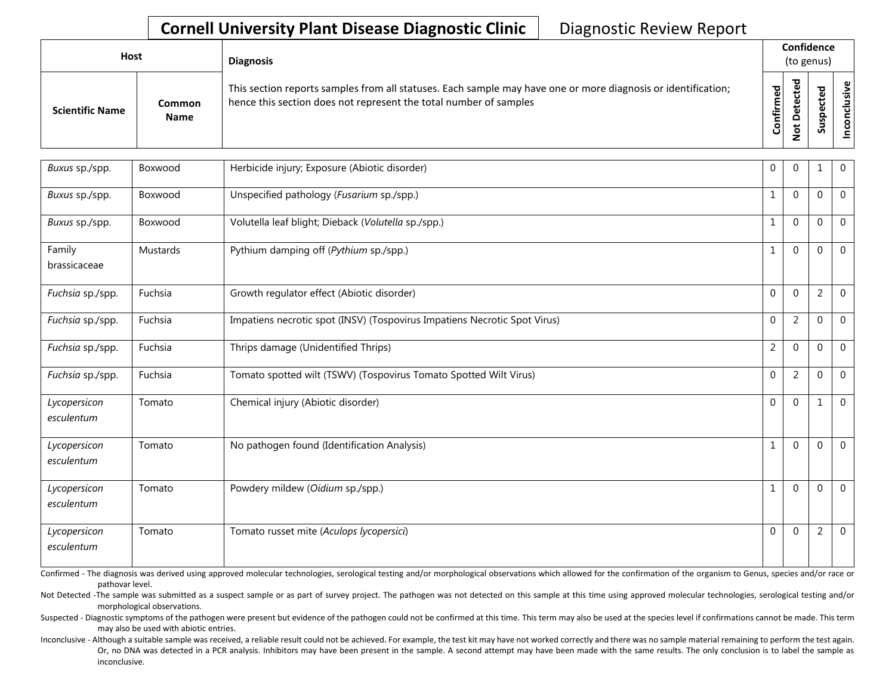# Cornell University Plant Disease Diagnostic Clinic

Diagnostic Review Report

| Host | | Diagnosis | Confidence (to genus) | | | |
|---|---|---|---|---|---|---|
| Scientific Name | Common Name | This section reports samples from all statuses. Each sample may have one or more diagnosis or identification; hence this section does not represent the total number of samples | Confirmed | Not Detected | Suspected | Inconclusive |
| *Buxus* sp./spp. | Boxwood | Herbicide injury; Exposure (Abiotic disorder) | 0 | 0 | 1 | 0 |
| *Buxus* sp./spp. | Boxwood | Unspecified pathology (*Fusarium* sp./spp.) | 1 | 0 | 0 | 0 |
| *Buxus* sp./spp. | Boxwood | Volutella leaf blight; Dieback (*Volutella* sp./spp.) | 1 | 0 | 0 | 0 |
| Family brassicaceae | Mustards | Pythium damping off (*Pythium* sp./spp.) | 1 | 0 | 0 | 0 |
| *Fuchsia* sp./spp. | Fuchsia | Growth regulator effect (Abiotic disorder) | 0 | 0 | 2 | 0 |
| *Fuchsia* sp./spp. | Fuchsia | Impatiens necrotic spot (INSV) (Tospovirus Impatiens Necrotic Spot Virus) | 0 | 2 | 0 | 0 |
| *Fuchsia* sp./spp. | Fuchsia | Thrips damage (Unidentified Thrips) | 2 | 0 | 0 | 0 |
| *Fuchsia* sp./spp. | Fuchsia | Tomato spotted wilt (TSWV) (Tospovirus Tomato Spotted Wilt Virus) | 0 | 2 | 0 | 0 |
| *Lycopersicon esculentum* | Tomato | Chemical injury (Abiotic disorder) | 0 | 0 | 1 | 0 |
| *Lycopersicon esculentum* | Tomato | No pathogen found (Identification Analysis) | 1 | 0 | 0 | 0 |
| *Lycopersicon esculentum* | Tomato | Powdery mildew (*Oidium* sp./spp.) | 1 | 0 | 0 | 0 |
| *Lycopersicon esculentum* | Tomato | Tomato russet mite (*Aculops lycopersici*) | 0 | 0 | 2 | 0 |

Confirmed - The diagnosis was derived using approved molecular technologies, serological testing and/or morphological observations which allowed for the confirmation of the organism to Genus, species and/or race or pathovar level.

Not Detected -The sample was submitted as a suspect sample or as part of survey project. The pathogen was not detected on this sample at this time using approved molecular technologies, serological testing and/or morphological observations.

Suspected - Diagnostic symptoms of the pathogen were present but evidence of the pathogen could not be confirmed at this time. This term may also be used at the species level if confirmations cannot be made. This term may also be used with abiotic entries.

Inconclusive - Although a suitable sample was received, a reliable result could not be achieved. For example, the test kit may have not worked correctly and there was no sample material remaining to perform the test again. Or, no DNA was detected in a PCR analysis. Inhibitors may have been present in the sample. A second attempt may have been made with the same results. The only conclusion is to label the sample as inconclusive.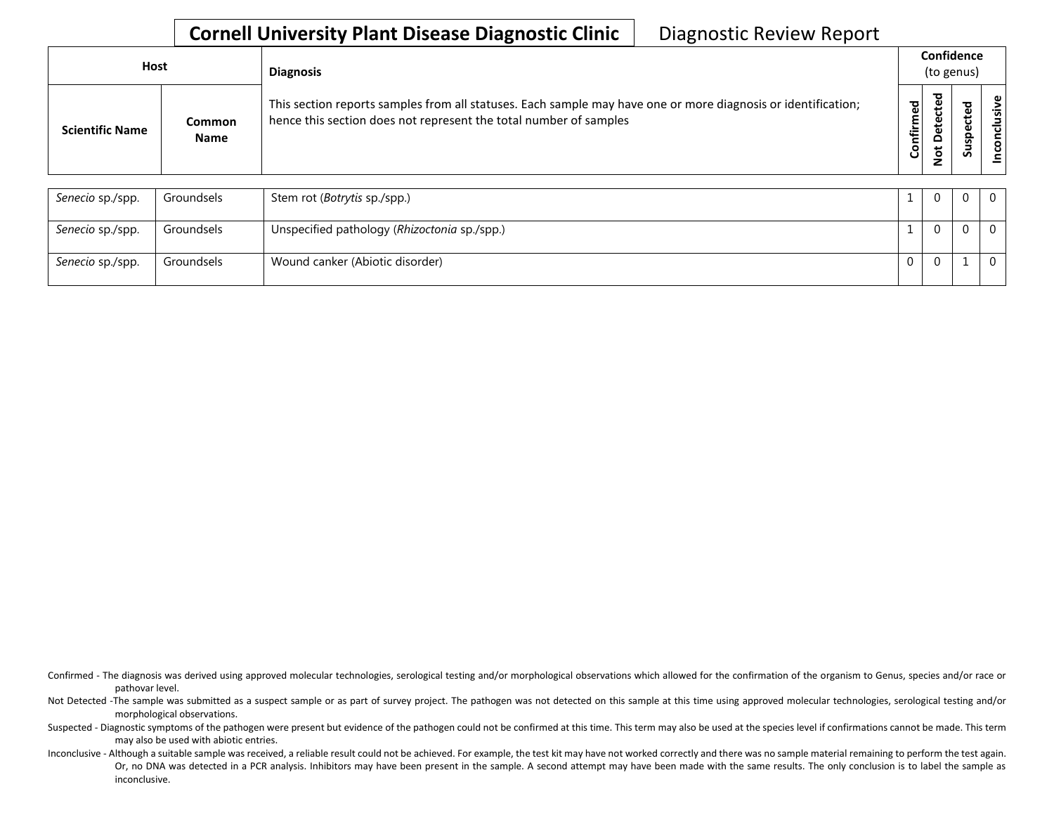**Cornell University Plant Disease Diagnostic Clinic** Diagnostic Review Report

| Host | | Diagnosis | Confidence (to genus) | | | |
|---|---|---|---|---|---|---|
| Scientific Name | Common Name | This section reports samples from all statuses. Each sample may have one or more diagnosis or identification; hence this section does not represent the total number of samples | Confirmed | Not Detected | Suspected | Inconclusive |
| *Senecio* sp./spp. | Groundsels | Stem rot (*Botrytis* sp./spp.) | 1 | 0 | 0 | 0 |
| *Senecio* sp./spp. | Groundsels | Unspecified pathology (*Rhizoctonia* sp./spp.) | 1 | 0 | 0 | 0 |
| *Senecio* sp./spp. | Groundsels | Wound canker (Abiotic disorder) | 0 | 0 | 1 | 0 |

Confirmed - The diagnosis was derived using approved molecular technologies, serological testing and/or morphological observations which allowed for the confirmation of the organism to Genus, species and/or race or pathovar level.

Not Detected -The sample was submitted as a suspect sample or as part of survey project. The pathogen was not detected on this sample at this time using approved molecular technologies, serological testing and/or morphological observations.

Suspected - Diagnostic symptoms of the pathogen were present but evidence of the pathogen could not be confirmed at this time. This term may also be used at the species level if confirmations cannot be made. This term may also be used with abiotic entries.

Inconclusive - Although a suitable sample was received, a reliable result could not be achieved. For example, the test kit may have not worked correctly and there was no sample material remaining to perform the test again. Or, no DNA was detected in a PCR analysis. Inhibitors may have been present in the sample. A second attempt may have been made with the same results. The only conclusion is to label the sample as inconclusive.